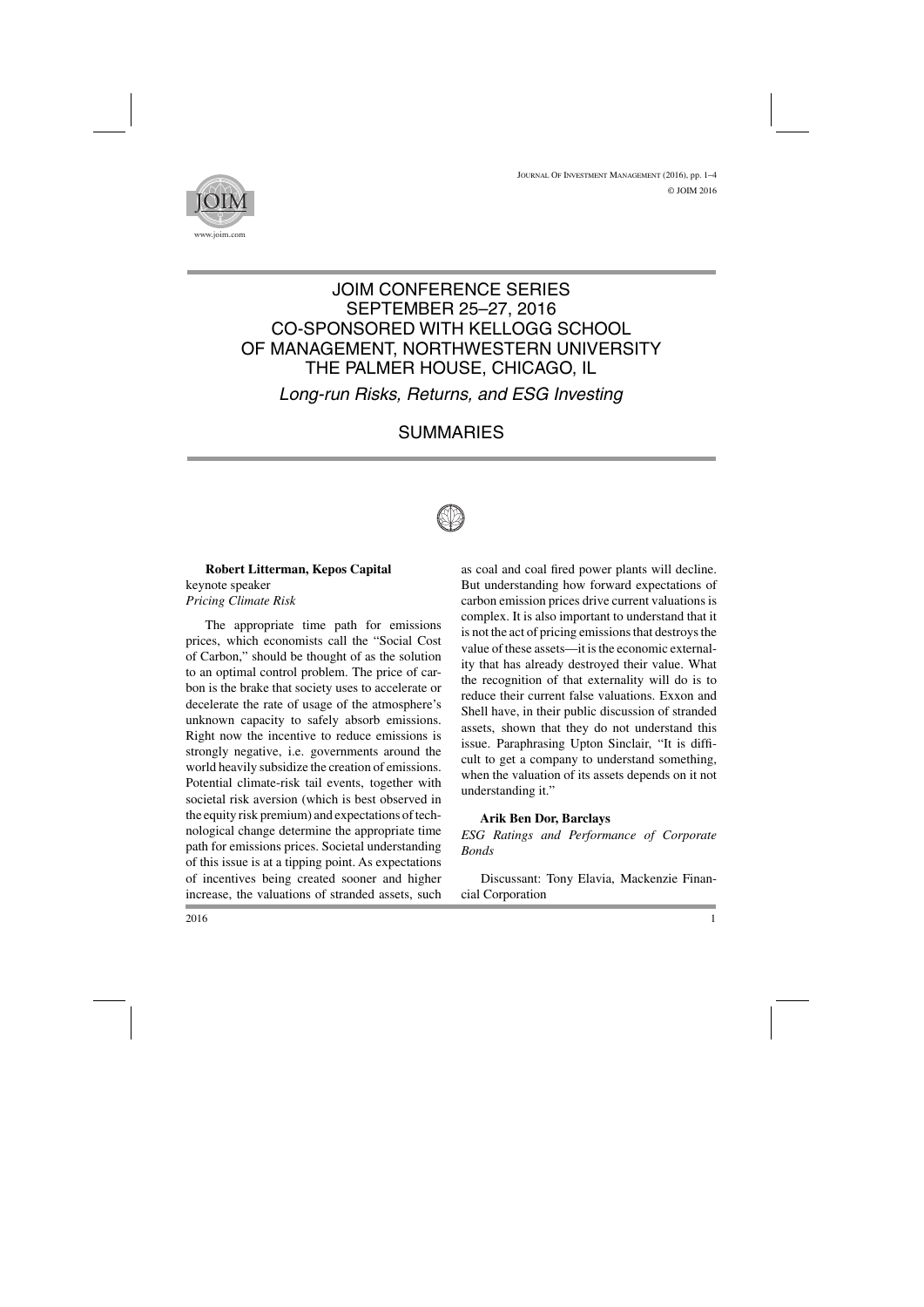# JOIM CONFERENCE SERIES SEPTEMBER 25–27, 2016 CO-SPONSORED WITH KELLOGG SCHOOL OF MANAGEMENT, NORTHWESTERN UNIVERSITY THE PALMER HOUSE, CHICAGO, IL

*Long-run Risks, Returns, and ESG Investing*

## SUMMARIES

**Robert Litterman, Kepos Capital**
keynote speaker
*Pricing Climate Risk*

The appropriate time path for emissions prices, which economists call the "Social Cost of Carbon," should be thought of as the solution to an optimal control problem. The price of carbon is the brake that society uses to accelerate or decelerate the rate of usage of the atmosphere's unknown capacity to safely absorb emissions. Right now the incentive to reduce emissions is strongly negative, i.e. governments around the world heavily subsidize the creation of emissions. Potential climate-risk tail events, together with societal risk aversion (which is best observed in the equity risk premium) and expectations of technological change determine the appropriate time path for emissions prices. Societal understanding of this issue is at a tipping point. As expectations of incentives being created sooner and higher increase, the valuations of stranded assets, such as coal and coal fired power plants will decline. But understanding how forward expectations of carbon emission prices drive current valuations is complex. It is also important to understand that it is not the act of pricing emissions that destroys the value of these assets—it is the economic externality that has already destroyed their value. What the recognition of that externality will do is to reduce their current false valuations. Exxon and Shell have, in their public discussion of stranded assets, shown that they do not understand this issue. Paraphrasing Upton Sinclair, "It is difficult to get a company to understand something, when the valuation of its assets depends on it not understanding it."

**Arik Ben Dor, Barclays**
*ESG Ratings and Performance of Corporate Bonds*

Discussant: Tony Elavia, Mackenzie Financial Corporation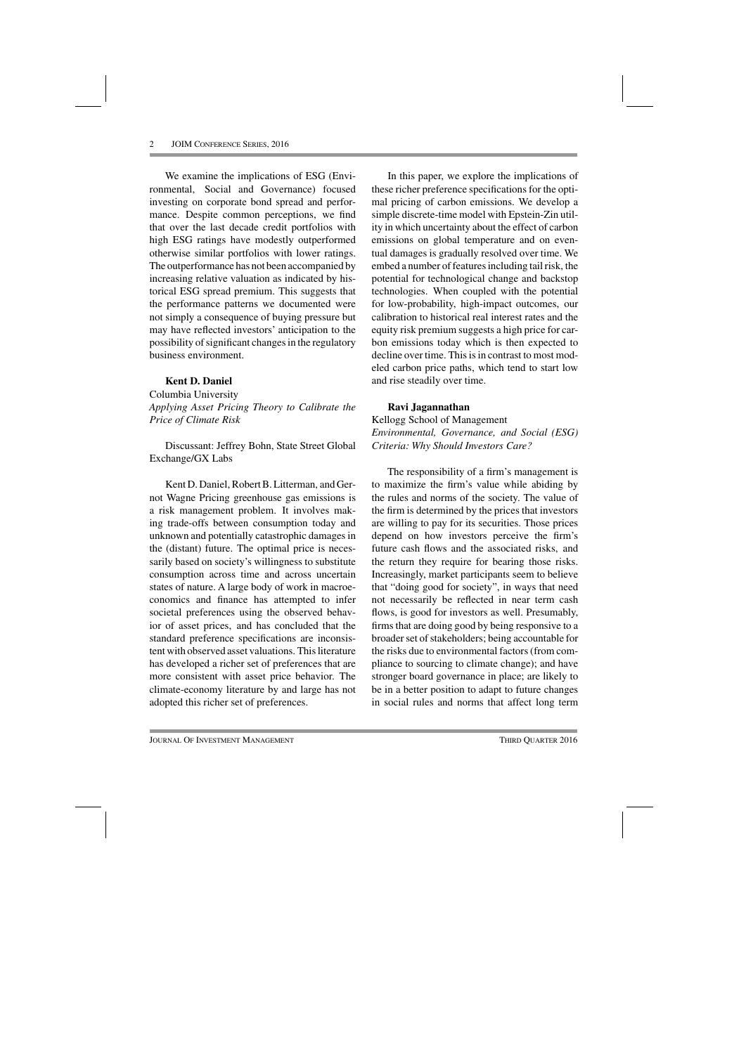We examine the implications of ESG (Environmental, Social and Governance) focused investing on corporate bond spread and performance. Despite common perceptions, we find that over the last decade credit portfolios with high ESG ratings have modestly outperformed otherwise similar portfolios with lower ratings. The outperformance has not been accompanied by increasing relative valuation as indicated by historical ESG spread premium. This suggests that the performance patterns we documented were not simply a consequence of buying pressure but may have reflected investors' anticipation to the possibility of significant changes in the regulatory business environment.

**Kent D. Daniel**
Columbia University
*Applying Asset Pricing Theory to Calibrate the Price of Climate Risk*

Discussant: Jeffrey Bohn, State Street Global Exchange/GX Labs

Kent D. Daniel, Robert B. Litterman, and Gernot Wagne Pricing greenhouse gas emissions is a risk management problem. It involves making trade-offs between consumption today and unknown and potentially catastrophic damages in the (distant) future. The optimal price is necessarily based on society's willingness to substitute consumption across time and across uncertain states of nature. A large body of work in macroeconomics and finance has attempted to infer societal preferences using the observed behavior of asset prices, and has concluded that the standard preference specifications are inconsistent with observed asset valuations. This literature has developed a richer set of preferences that are more consistent with asset price behavior. The climate-economy literature by and large has not adopted this richer set of preferences.

In this paper, we explore the implications of these richer preference specifications for the optimal pricing of carbon emissions. We develop a simple discrete-time model with Epstein-Zin utility in which uncertainty about the effect of carbon emissions on global temperature and on eventual damages is gradually resolved over time. We embed a number of features including tail risk, the potential for technological change and backstop technologies. When coupled with the potential for low-probability, high-impact outcomes, our calibration to historical real interest rates and the equity risk premium suggests a high price for carbon emissions today which is then expected to decline over time. This is in contrast to most modeled carbon price paths, which tend to start low and rise steadily over time.

**Ravi Jagannathan**
Kellogg School of Management
*Environmental, Governance, and Social (ESG) Criteria: Why Should Investors Care?*

The responsibility of a firm's management is to maximize the firm's value while abiding by the rules and norms of the society. The value of the firm is determined by the prices that investors are willing to pay for its securities. Those prices depend on how investors perceive the firm's future cash flows and the associated risks, and the return they require for bearing those risks. Increasingly, market participants seem to believe that "doing good for society", in ways that need not necessarily be reflected in near term cash flows, is good for investors as well. Presumably, firms that are doing good by being responsive to a broader set of stakeholders; being accountable for the risks due to environmental factors (from compliance to sourcing to climate change); and have stronger board governance in place; are likely to be in a better position to adapt to future changes in social rules and norms that affect long term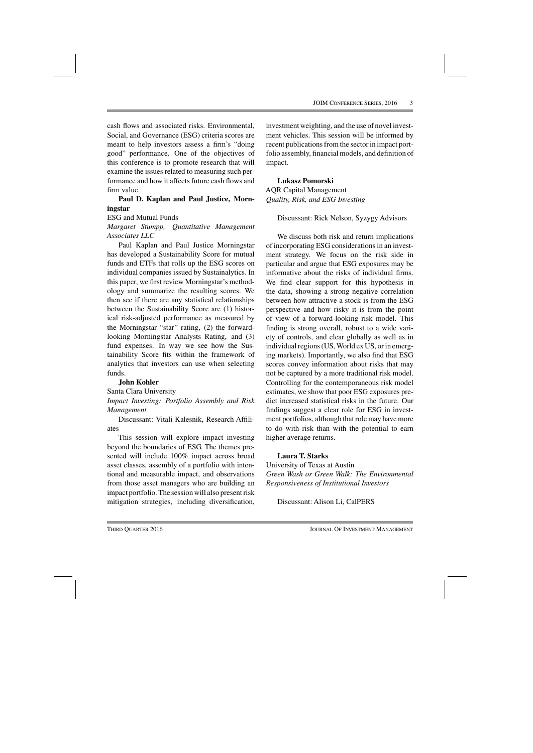cash flows and associated risks. Environmental, Social, and Governance (ESG) criteria scores are meant to help investors assess a firm's "doing good" performance. One of the objectives of this conference is to promote research that will examine the issues related to measuring such performance and how it affects future cash flows and firm value.

**Paul D. Kaplan and Paul Justice, Morningstar**

ESG and Mutual Funds

*Margaret Stumpp, Quantitative Management Associates LLC*

Paul Kaplan and Paul Justice Morningstar has developed a Sustainability Score for mutual funds and ETFs that rolls up the ESG scores on individual companies issued by Sustainalytics. In this paper, we first review Morningstar's methodology and summarize the resulting scores. We then see if there are any statistical relationships between the Sustainability Score are (1) historical risk-adjusted performance as measured by the Morningstar "star" rating, (2) the forward-looking Morningstar Analysts Rating, and (3) fund expenses. In way we see how the Sustainability Score fits within the framework of analytics that investors can use when selecting funds.

**John Kohler**

Santa Clara University

*Impact Investing: Portfolio Assembly and Risk Management*

Discussant: Vitali Kalesnik, Research Affiliates

This session will explore impact investing beyond the boundaries of ESG. The themes presented will include 100% impact across broad asset classes, assembly of a portfolio with intentional and measurable impact, and observations from those asset managers who are building an impact portfolio. The session will also present risk mitigation strategies, including diversification, investment weighting, and the use of novel investment vehicles. This session will be informed by recent publications from the sector in impact portfolio assembly, financial models, and definition of impact.

**Lukasz Pomorski**

AQR Capital Management

*Quality, Risk, and ESG Investing*

Discussant: Rick Nelson, Syzygy Advisors

We discuss both risk and return implications of incorporating ESG considerations in an investment strategy. We focus on the risk side in particular and argue that ESG exposures may be informative about the risks of individual firms. We find clear support for this hypothesis in the data, showing a strong negative correlation between how attractive a stock is from the ESG perspective and how risky it is from the point of view of a forward-looking risk model. This finding is strong overall, robust to a wide variety of controls, and clear globally as well as in individual regions (US, World ex US, or in emerging markets). Importantly, we also find that ESG scores convey information about risks that may not be captured by a more traditional risk model. Controlling for the contemporaneous risk model estimates, we show that poor ESG exposures predict increased statistical risks in the future. Our findings suggest a clear role for ESG in investment portfolios, although that role may have more to do with risk than with the potential to earn higher average returns.

**Laura T. Starks**

University of Texas at Austin

*Green Wash or Green Walk: The Environmental Responsiveness of Institutional Investors*

Discussant: Alison Li, CalPERS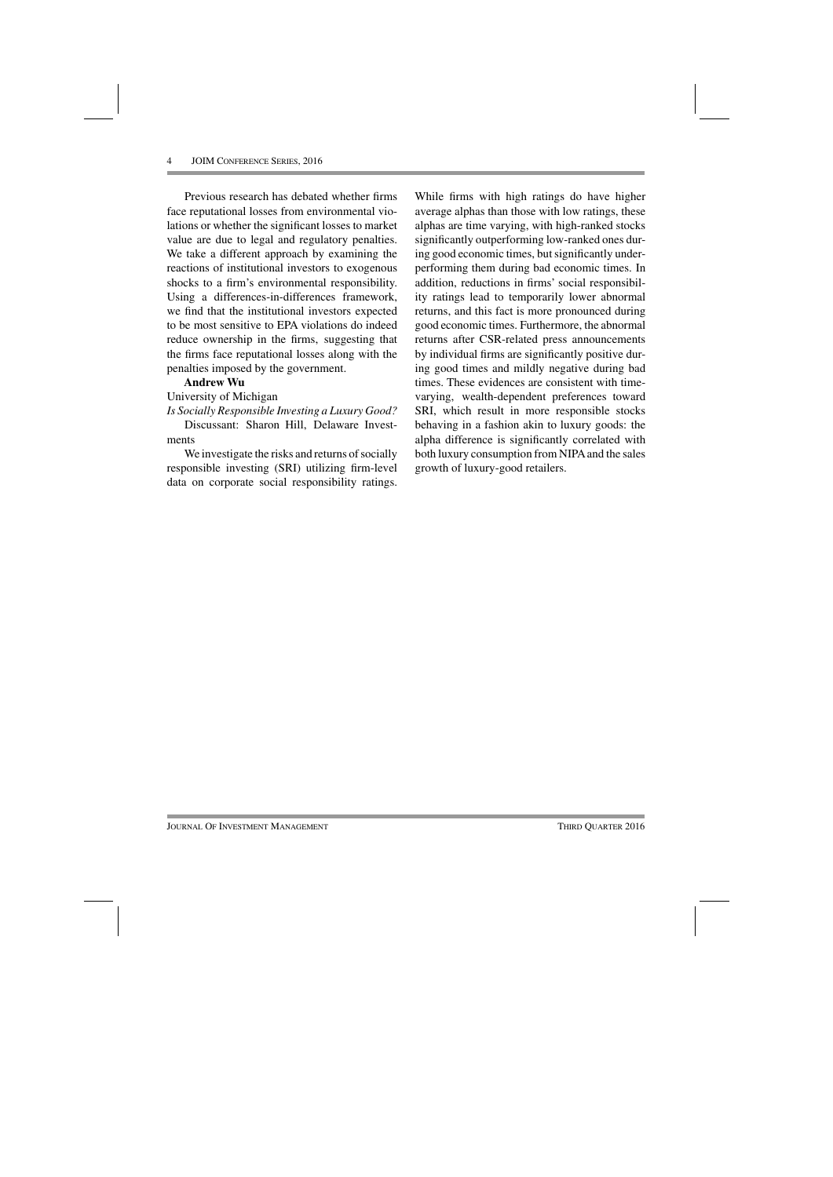Previous research has debated whether firms face reputational losses from environmental violations or whether the significant losses to market value are due to legal and regulatory penalties. We take a different approach by examining the reactions of institutional investors to exogenous shocks to a firm's environmental responsibility. Using a differences-in-differences framework, we find that the institutional investors expected to be most sensitive to EPA violations do indeed reduce ownership in the firms, suggesting that the firms face reputational losses along with the penalties imposed by the government.

**Andrew Wu**

University of Michigan

*Is Socially Responsible Investing a Luxury Good?*

Discussant: Sharon Hill, Delaware Investments

We investigate the risks and returns of socially responsible investing (SRI) utilizing firm-level data on corporate social responsibility ratings. While firms with high ratings do have higher average alphas than those with low ratings, these alphas are time varying, with high-ranked stocks significantly outperforming low-ranked ones during good economic times, but significantly underperforming them during bad economic times. In addition, reductions in firms' social responsibility ratings lead to temporarily lower abnormal returns, and this fact is more pronounced during good economic times. Furthermore, the abnormal returns after CSR-related press announcements by individual firms are significantly positive during good times and mildly negative during bad times. These evidences are consistent with time-varying, wealth-dependent preferences toward SRI, which result in more responsible stocks behaving in a fashion akin to luxury goods: the alpha difference is significantly correlated with both luxury consumption from NIPA and the sales growth of luxury-good retailers.